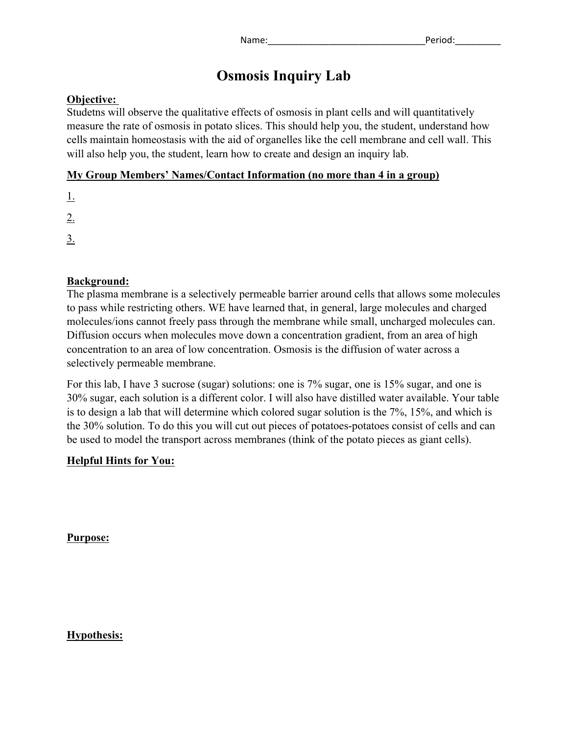Name:\_\_\_\_\_\_\_\_\_\_\_\_\_\_\_\_\_\_\_\_\_\_\_\_\_\_\_\_\_\_\_\_Period:\_\_\_\_\_\_\_\_\_

# Osmosis Inquiry Lab

**Objective:**

Studetns will observe the qualitative effects of osmosis in plant cells and will quantitatively measure the rate of osmosis in potato slices. This should help you, the student, understand how cells maintain homeostasis with the aid of organelles like the cell membrane and cell wall. This will also help you, the student, learn how to create and design an inquiry lab.

**My Group Members' Names/Contact Information (no more than 4 in a group)**

1.

2.

3.

**Background:**

The plasma membrane is a selectively permeable barrier around cells that allows some molecules to pass while restricting others. WE have learned that, in general, large molecules and charged molecules/ions cannot freely pass through the membrane while small, uncharged molecules can. Diffusion occurs when molecules move down a concentration gradient, from an area of high concentration to an area of low concentration. Osmosis is the diffusion of water across a selectively permeable membrane.

For this lab, I have 3 sucrose (sugar) solutions: one is 7% sugar, one is 15% sugar, and one is 30% sugar, each solution is a different color. I will also have distilled water available. Your table is to design a lab that will determine which colored sugar solution is the 7%, 15%, and which is the 30% solution. To do this you will cut out pieces of potatoes-potatoes consist of cells and can be used to model the transport across membranes (think of the potato pieces as giant cells).

**Helpful Hints for You:**

**Purpose:**

**Hypothesis:**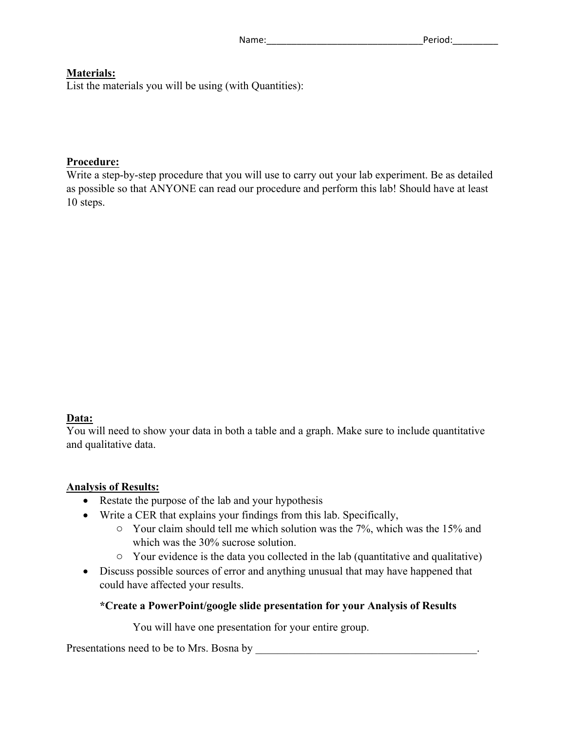Name:_______________________________Period:_________

**Materials:**

List the materials you will be using (with Quantities):

**Procedure:**

Write a step-by-step procedure that you will use to carry out your lab experiment. Be as detailed as possible so that ANYONE can read our procedure and perform this lab! Should have at least 10 steps.

**Data:**

You will need to show your data in both a table and a graph. Make sure to include quantitative and qualitative data.

**Analysis of Results:**

- Restate the purpose of the lab and your hypothesis
- Write a CER that explains your findings from this lab. Specifically,
  - Your claim should tell me which solution was the 7%, which was the 15% and which was the 30% sucrose solution.
  - Your evidence is the data you collected in the lab (quantitative and qualitative)
- Discuss possible sources of error and anything unusual that may have happened that could have affected your results.

**\*Create a PowerPoint/google slide presentation for your Analysis of Results**

You will have one presentation for your entire group.

Presentations need to be to Mrs. Bosna by ________________________________________.